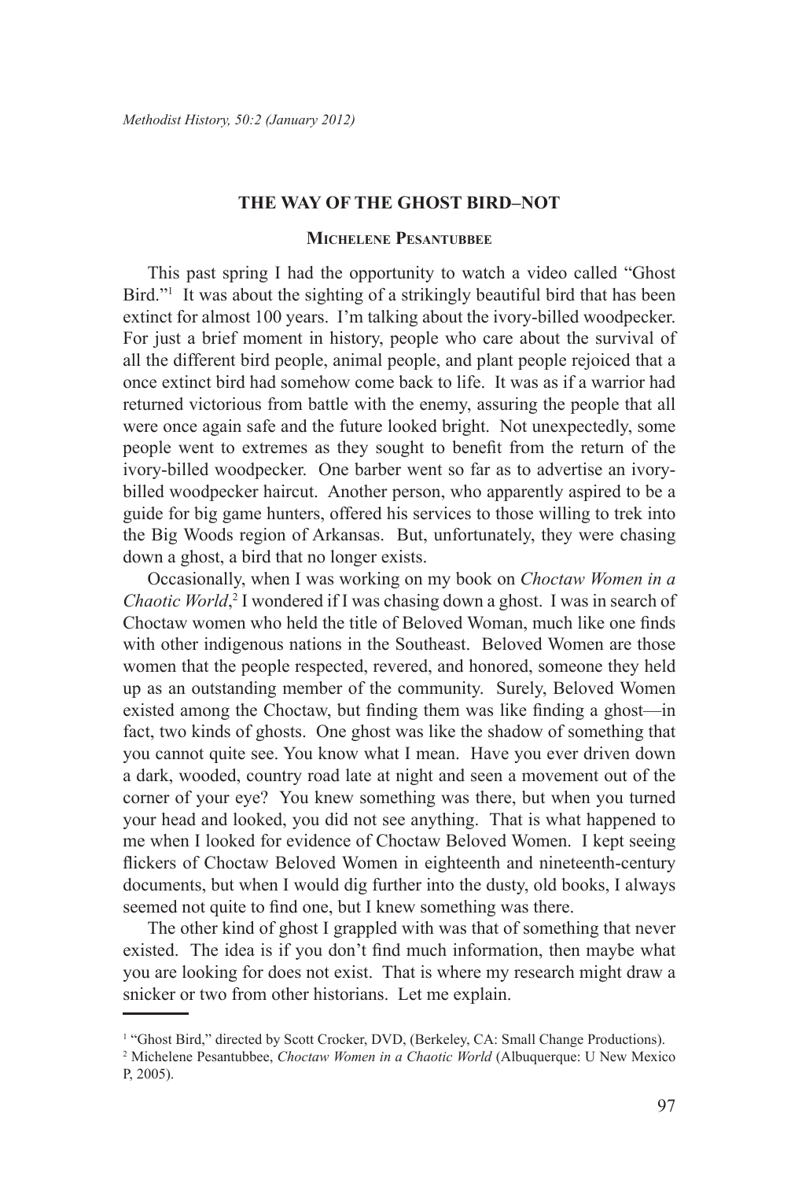# THE WAY OF THE GHOST BIRD–NOT

## Michelene Pesantubbee

This past spring I had the opportunity to watch a video called "Ghost Bird."[1] It was about the sighting of a strikingly beautiful bird that has been extinct for almost 100 years. I'm talking about the ivory-billed woodpecker. For just a brief moment in history, people who care about the survival of all the different bird people, animal people, and plant people rejoiced that a once extinct bird had somehow come back to life. It was as if a warrior had returned victorious from battle with the enemy, assuring the people that all were once again safe and the future looked bright. Not unexpectedly, some people went to extremes as they sought to benefit from the return of the ivory-billed woodpecker. One barber went so far as to advertise an ivory-billed woodpecker haircut. Another person, who apparently aspired to be a guide for big game hunters, offered his services to those willing to trek into the Big Woods region of Arkansas. But, unfortunately, they were chasing down a ghost, a bird that no longer exists.

Occasionally, when I was working on my book on *Choctaw Women in a Chaotic World*,[2] I wondered if I was chasing down a ghost. I was in search of Choctaw women who held the title of Beloved Woman, much like one finds with other indigenous nations in the Southeast. Beloved Women are those women that the people respected, revered, and honored, someone they held up as an outstanding member of the community. Surely, Beloved Women existed among the Choctaw, but finding them was like finding a ghost—in fact, two kinds of ghosts. One ghost was like the shadow of something that you cannot quite see. You know what I mean. Have you ever driven down a dark, wooded, country road late at night and seen a movement out of the corner of your eye? You knew something was there, but when you turned your head and looked, you did not see anything. That is what happened to me when I looked for evidence of Choctaw Beloved Women. I kept seeing flickers of Choctaw Beloved Women in eighteenth and nineteenth-century documents, but when I would dig further into the dusty, old books, I always seemed not quite to find one, but I knew something was there.

The other kind of ghost I grappled with was that of something that never existed. The idea is if you don't find much information, then maybe what you are looking for does not exist. That is where my research might draw a snicker or two from other historians. Let me explain.

---

[1] "Ghost Bird," directed by Scott Crocker, DVD, (Berkeley, CA: Small Change Productions).

[2] Michelene Pesantubbee, *Choctaw Women in a Chaotic World* (Albuquerque: U New Mexico P, 2005).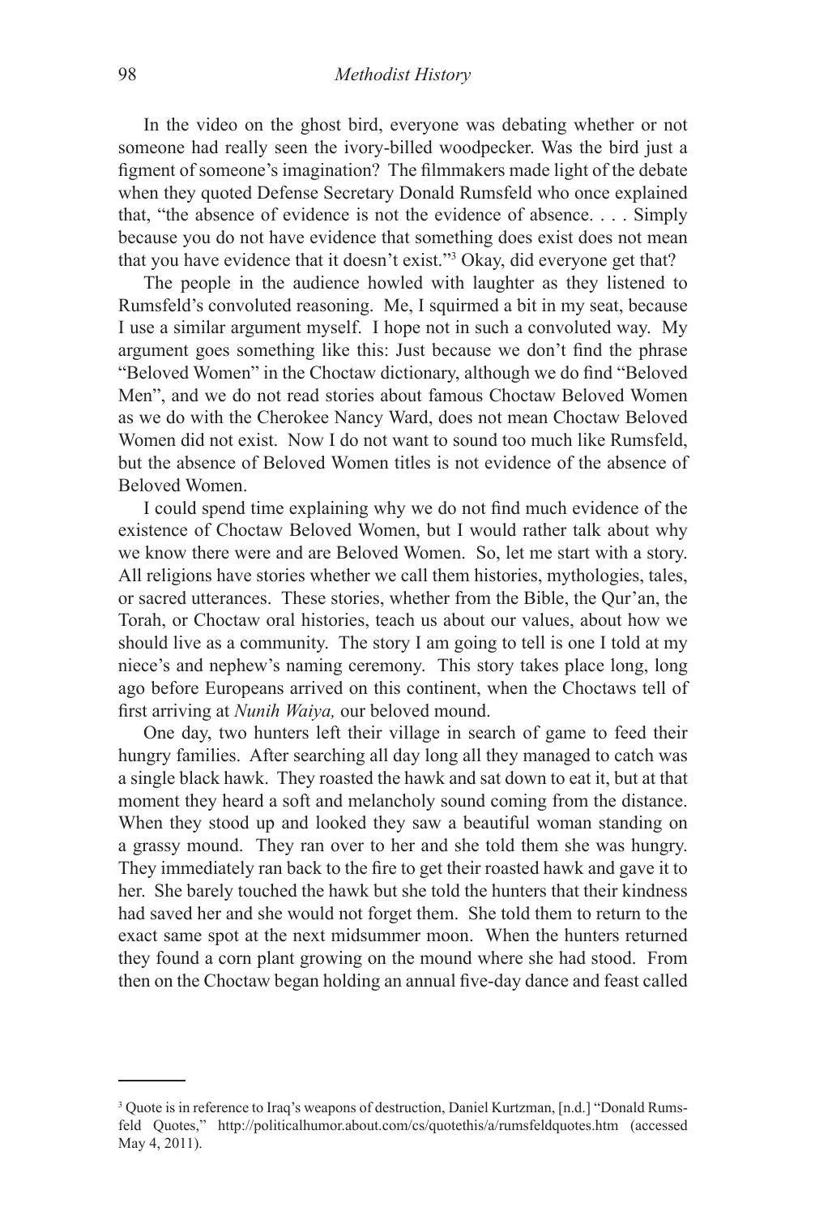In the video on the ghost bird, everyone was debating whether or not someone had really seen the ivory-billed woodpecker. Was the bird just a figment of someone's imagination? The filmmakers made light of the debate when they quoted Defense Secretary Donald Rumsfeld who once explained that, "the absence of evidence is not the evidence of absence. . . . Simply because you do not have evidence that something does exist does not mean that you have evidence that it doesn't exist."[3] Okay, did everyone get that?

The people in the audience howled with laughter as they listened to Rumsfeld's convoluted reasoning. Me, I squirmed a bit in my seat, because I use a similar argument myself. I hope not in such a convoluted way. My argument goes something like this: Just because we don't find the phrase "Beloved Women" in the Choctaw dictionary, although we do find "Beloved Men", and we do not read stories about famous Choctaw Beloved Women as we do with the Cherokee Nancy Ward, does not mean Choctaw Beloved Women did not exist. Now I do not want to sound too much like Rumsfeld, but the absence of Beloved Women titles is not evidence of the absence of Beloved Women.

I could spend time explaining why we do not find much evidence of the existence of Choctaw Beloved Women, but I would rather talk about why we know there were and are Beloved Women. So, let me start with a story. All religions have stories whether we call them histories, mythologies, tales, or sacred utterances. These stories, whether from the Bible, the Qur'an, the Torah, or Choctaw oral histories, teach us about our values, about how we should live as a community. The story I am going to tell is one I told at my niece's and nephew's naming ceremony. This story takes place long, long ago before Europeans arrived on this continent, when the Choctaws tell of first arriving at *Nunih Waiya,* our beloved mound.

One day, two hunters left their village in search of game to feed their hungry families. After searching all day long all they managed to catch was a single black hawk. They roasted the hawk and sat down to eat it, but at that moment they heard a soft and melancholy sound coming from the distance. When they stood up and looked they saw a beautiful woman standing on a grassy mound. They ran over to her and she told them she was hungry. They immediately ran back to the fire to get their roasted hawk and gave it to her. She barely touched the hawk but she told the hunters that their kindness had saved her and she would not forget them. She told them to return to the exact same spot at the next midsummer moon. When the hunters returned they found a corn plant growing on the mound where she had stood. From then on the Choctaw began holding an annual five-day dance and feast called

---

[3] Quote is in reference to Iraq's weapons of destruction, Daniel Kurtzman, [n.d.] "Donald Rumsfeld Quotes," http://politicalhumor.about.com/cs/quotethis/a/rumsfeldquotes.htm (accessed May 4, 2011).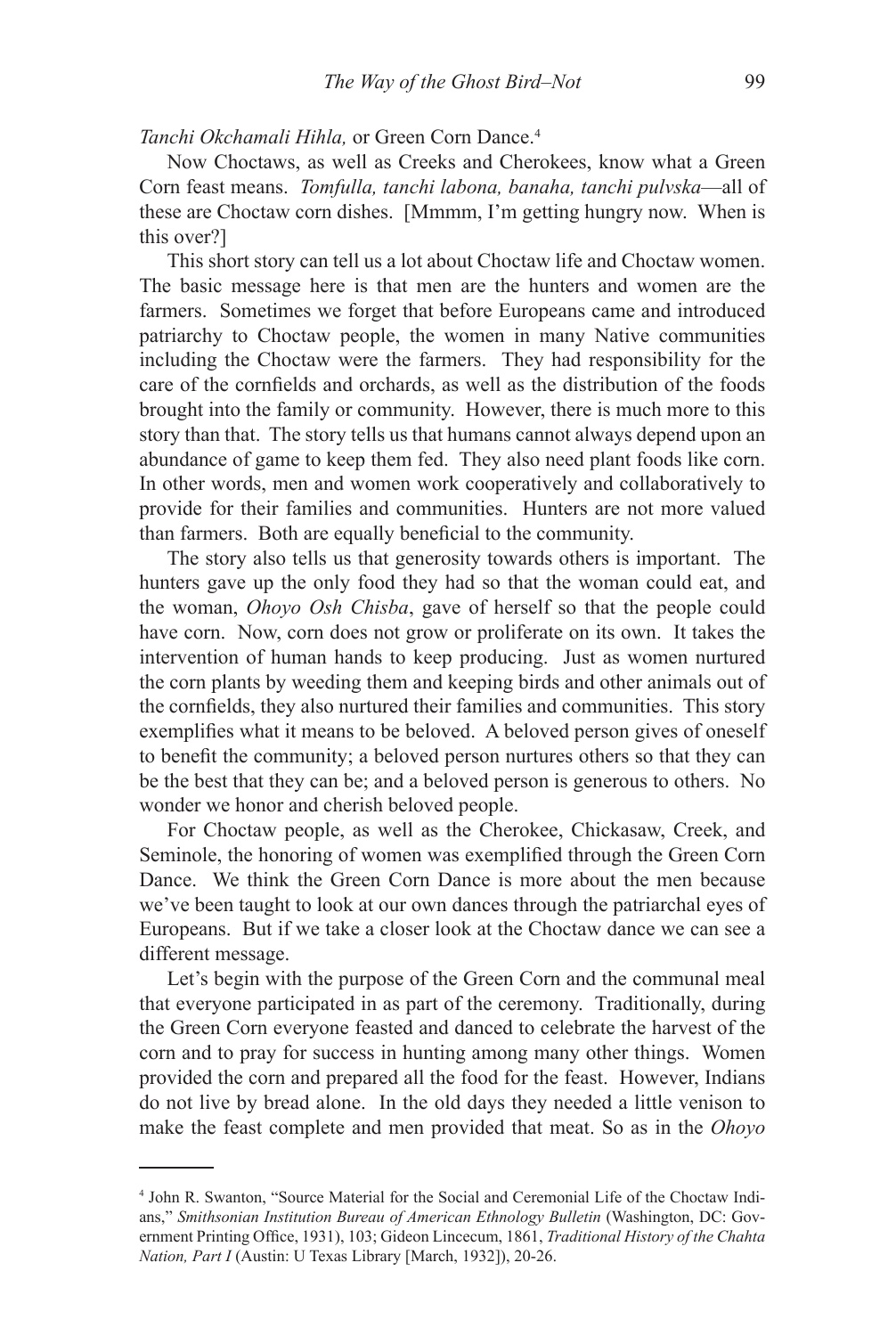*Tanchi Okchamali Hihla,* or Green Corn Dance.[4]

Now Choctaws, as well as Creeks and Cherokees, know what a Green Corn feast means. *Tomfulla, tanchi labona, banaha, tanchi pulvska*—all of these are Choctaw corn dishes. [Mmmm, I'm getting hungry now. When is this over?]

This short story can tell us a lot about Choctaw life and Choctaw women. The basic message here is that men are the hunters and women are the farmers. Sometimes we forget that before Europeans came and introduced patriarchy to Choctaw people, the women in many Native communities including the Choctaw were the farmers. They had responsibility for the care of the cornfields and orchards, as well as the distribution of the foods brought into the family or community. However, there is much more to this story than that. The story tells us that humans cannot always depend upon an abundance of game to keep them fed. They also need plant foods like corn. In other words, men and women work cooperatively and collaboratively to provide for their families and communities. Hunters are not more valued than farmers. Both are equally beneficial to the community.

The story also tells us that generosity towards others is important. The hunters gave up the only food they had so that the woman could eat, and the woman, *Ohoyo Osh Chisba*, gave of herself so that the people could have corn. Now, corn does not grow or proliferate on its own. It takes the intervention of human hands to keep producing. Just as women nurtured the corn plants by weeding them and keeping birds and other animals out of the cornfields, they also nurtured their families and communities. This story exemplifies what it means to be beloved. A beloved person gives of oneself to benefit the community; a beloved person nurtures others so that they can be the best that they can be; and a beloved person is generous to others. No wonder we honor and cherish beloved people.

For Choctaw people, as well as the Cherokee, Chickasaw, Creek, and Seminole, the honoring of women was exemplified through the Green Corn Dance. We think the Green Corn Dance is more about the men because we've been taught to look at our own dances through the patriarchal eyes of Europeans. But if we take a closer look at the Choctaw dance we can see a different message.

Let's begin with the purpose of the Green Corn and the communal meal that everyone participated in as part of the ceremony. Traditionally, during the Green Corn everyone feasted and danced to celebrate the harvest of the corn and to pray for success in hunting among many other things. Women provided the corn and prepared all the food for the feast. However, Indians do not live by bread alone. In the old days they needed a little venison to make the feast complete and men provided that meat. So as in the *Ohoyo*

---

[4] John R. Swanton, "Source Material for the Social and Ceremonial Life of the Choctaw Indians," *Smithsonian Institution Bureau of American Ethnology Bulletin* (Washington, DC: Government Printing Office, 1931), 103; Gideon Lincecum, 1861, *Traditional History of the Chahta Nation, Part I* (Austin: U Texas Library [March, 1932]), 20-26.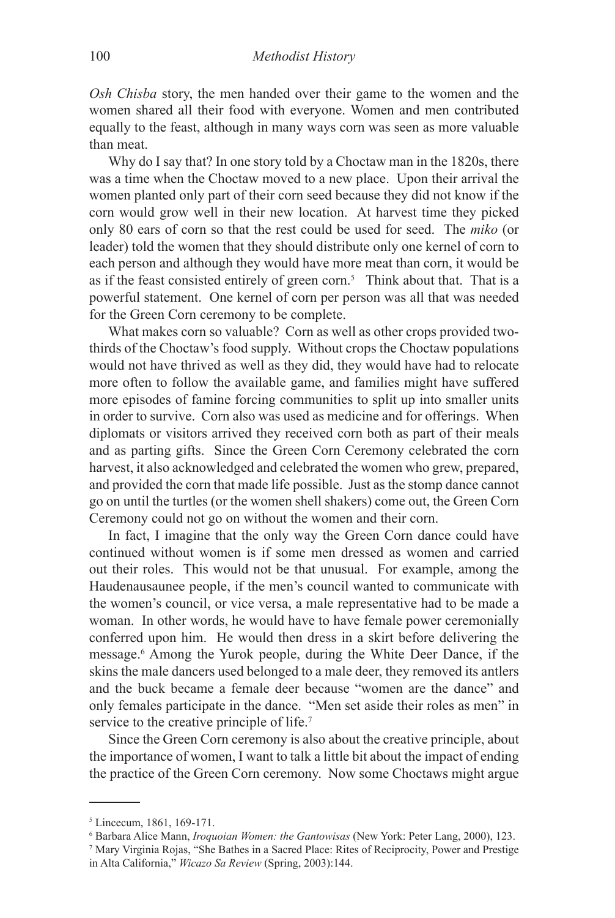*Osh Chisba* story, the men handed over their game to the women and the women shared all their food with everyone. Women and men contributed equally to the feast, although in many ways corn was seen as more valuable than meat.

Why do I say that? In one story told by a Choctaw man in the 1820s, there was a time when the Choctaw moved to a new place. Upon their arrival the women planted only part of their corn seed because they did not know if the corn would grow well in their new location. At harvest time they picked only 80 ears of corn so that the rest could be used for seed. The *miko* (or leader) told the women that they should distribute only one kernel of corn to each person and although they would have more meat than corn, it would be as if the feast consisted entirely of green corn.[5] Think about that. That is a powerful statement. One kernel of corn per person was all that was needed for the Green Corn ceremony to be complete.

What makes corn so valuable? Corn as well as other crops provided two-thirds of the Choctaw's food supply. Without crops the Choctaw populations would not have thrived as well as they did, they would have had to relocate more often to follow the available game, and families might have suffered more episodes of famine forcing communities to split up into smaller units in order to survive. Corn also was used as medicine and for offerings. When diplomats or visitors arrived they received corn both as part of their meals and as parting gifts. Since the Green Corn Ceremony celebrated the corn harvest, it also acknowledged and celebrated the women who grew, prepared, and provided the corn that made life possible. Just as the stomp dance cannot go on until the turtles (or the women shell shakers) come out, the Green Corn Ceremony could not go on without the women and their corn.

In fact, I imagine that the only way the Green Corn dance could have continued without women is if some men dressed as women and carried out their roles. This would not be that unusual. For example, among the Haudenausaunee people, if the men's council wanted to communicate with the women's council, or vice versa, a male representative had to be made a woman. In other words, he would have to have female power ceremonially conferred upon him. He would then dress in a skirt before delivering the message.[6] Among the Yurok people, during the White Deer Dance, if the skins the male dancers used belonged to a male deer, they removed its antlers and the buck became a female deer because "women are the dance" and only females participate in the dance. "Men set aside their roles as men" in service to the creative principle of life.[7]

Since the Green Corn ceremony is also about the creative principle, about the importance of women, I want to talk a little bit about the impact of ending the practice of the Green Corn ceremony. Now some Choctaws might argue

---

[5] Lincecum, 1861, 169-171.

[6] Barbara Alice Mann, *Iroquoian Women: the Gantowisas* (New York: Peter Lang, 2000), 123.

[7] Mary Virginia Rojas, "She Bathes in a Sacred Place: Rites of Reciprocity, Power and Prestige in Alta California," *Wicazo Sa Review* (Spring, 2003):144.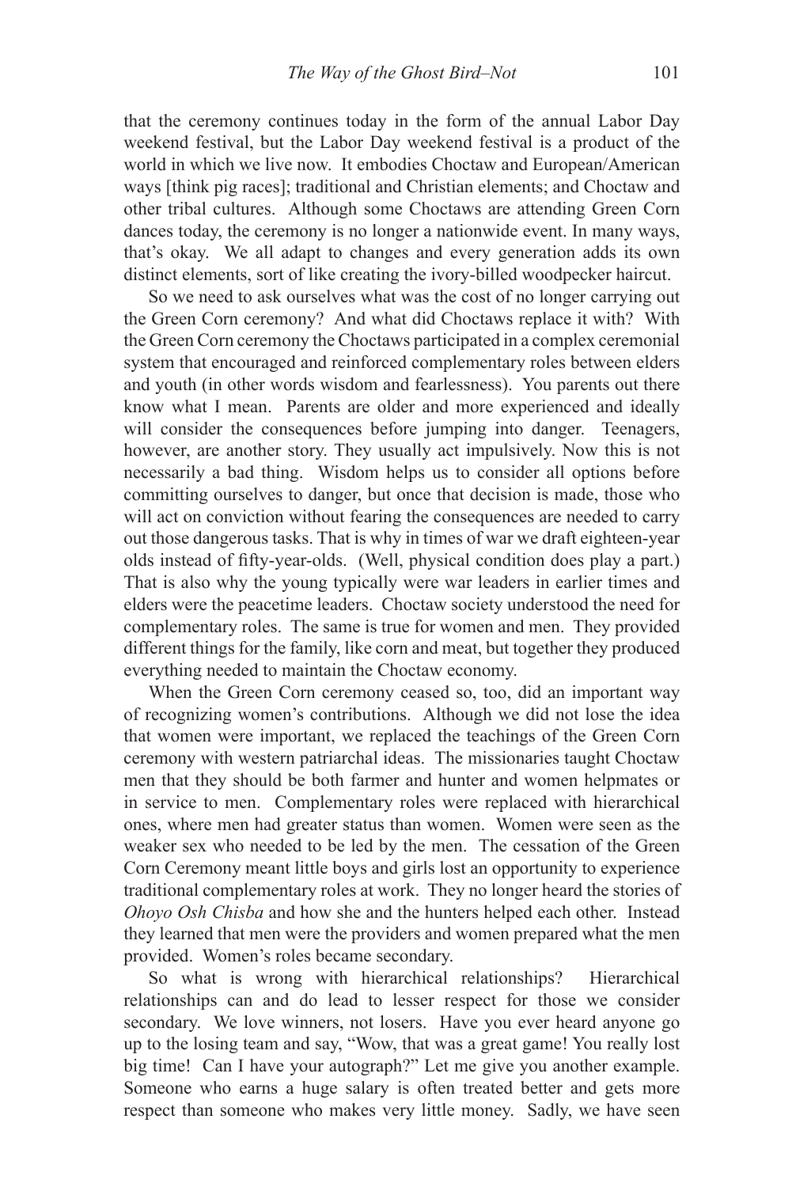that the ceremony continues today in the form of the annual Labor Day weekend festival, but the Labor Day weekend festival is a product of the world in which we live now. It embodies Choctaw and European/American ways [think pig races]; traditional and Christian elements; and Choctaw and other tribal cultures. Although some Choctaws are attending Green Corn dances today, the ceremony is no longer a nationwide event. In many ways, that's okay. We all adapt to changes and every generation adds its own distinct elements, sort of like creating the ivory-billed woodpecker haircut.

So we need to ask ourselves what was the cost of no longer carrying out the Green Corn ceremony? And what did Choctaws replace it with? With the Green Corn ceremony the Choctaws participated in a complex ceremonial system that encouraged and reinforced complementary roles between elders and youth (in other words wisdom and fearlessness). You parents out there know what I mean. Parents are older and more experienced and ideally will consider the consequences before jumping into danger. Teenagers, however, are another story. They usually act impulsively. Now this is not necessarily a bad thing. Wisdom helps us to consider all options before committing ourselves to danger, but once that decision is made, those who will act on conviction without fearing the consequences are needed to carry out those dangerous tasks. That is why in times of war we draft eighteen-year olds instead of fifty-year-olds. (Well, physical condition does play a part.) That is also why the young typically were war leaders in earlier times and elders were the peacetime leaders. Choctaw society understood the need for complementary roles. The same is true for women and men. They provided different things for the family, like corn and meat, but together they produced everything needed to maintain the Choctaw economy.

When the Green Corn ceremony ceased so, too, did an important way of recognizing women's contributions. Although we did not lose the idea that women were important, we replaced the teachings of the Green Corn ceremony with western patriarchal ideas. The missionaries taught Choctaw men that they should be both farmer and hunter and women helpmates or in service to men. Complementary roles were replaced with hierarchical ones, where men had greater status than women. Women were seen as the weaker sex who needed to be led by the men. The cessation of the Green Corn Ceremony meant little boys and girls lost an opportunity to experience traditional complementary roles at work. They no longer heard the stories of *Ohoyo Osh Chisba* and how she and the hunters helped each other. Instead they learned that men were the providers and women prepared what the men provided. Women's roles became secondary.

So what is wrong with hierarchical relationships? Hierarchical relationships can and do lead to lesser respect for those we consider secondary. We love winners, not losers. Have you ever heard anyone go up to the losing team and say, "Wow, that was a great game! You really lost big time! Can I have your autograph?" Let me give you another example. Someone who earns a huge salary is often treated better and gets more respect than someone who makes very little money. Sadly, we have seen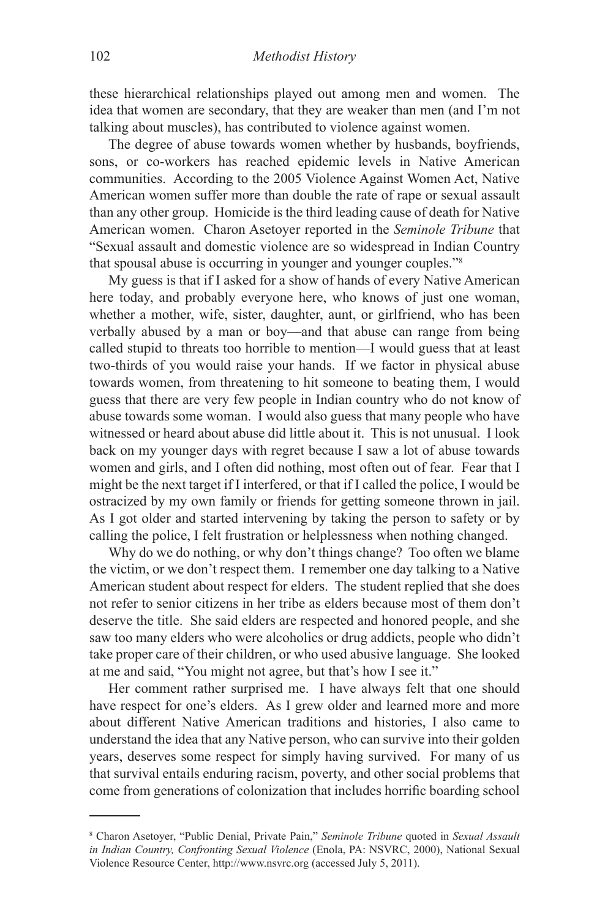these hierarchical relationships played out among men and women. The idea that women are secondary, that they are weaker than men (and I'm not talking about muscles), has contributed to violence against women.

The degree of abuse towards women whether by husbands, boyfriends, sons, or co-workers has reached epidemic levels in Native American communities. According to the 2005 Violence Against Women Act, Native American women suffer more than double the rate of rape or sexual assault than any other group. Homicide is the third leading cause of death for Native American women. Charon Asetoyer reported in the *Seminole Tribune* that "Sexual assault and domestic violence are so widespread in Indian Country that spousal abuse is occurring in younger and younger couples."[8]

My guess is that if I asked for a show of hands of every Native American here today, and probably everyone here, who knows of just one woman, whether a mother, wife, sister, daughter, aunt, or girlfriend, who has been verbally abused by a man or boy—and that abuse can range from being called stupid to threats too horrible to mention—I would guess that at least two-thirds of you would raise your hands. If we factor in physical abuse towards women, from threatening to hit someone to beating them, I would guess that there are very few people in Indian country who do not know of abuse towards some woman. I would also guess that many people who have witnessed or heard about abuse did little about it. This is not unusual. I look back on my younger days with regret because I saw a lot of abuse towards women and girls, and I often did nothing, most often out of fear. Fear that I might be the next target if I interfered, or that if I called the police, I would be ostracized by my own family or friends for getting someone thrown in jail. As I got older and started intervening by taking the person to safety or by calling the police, I felt frustration or helplessness when nothing changed.

Why do we do nothing, or why don't things change? Too often we blame the victim, or we don't respect them. I remember one day talking to a Native American student about respect for elders. The student replied that she does not refer to senior citizens in her tribe as elders because most of them don't deserve the title. She said elders are respected and honored people, and she saw too many elders who were alcoholics or drug addicts, people who didn't take proper care of their children, or who used abusive language. She looked at me and said, "You might not agree, but that's how I see it."

Her comment rather surprised me. I have always felt that one should have respect for one's elders. As I grew older and learned more and more about different Native American traditions and histories, I also came to understand the idea that any Native person, who can survive into their golden years, deserves some respect for simply having survived. For many of us that survival entails enduring racism, poverty, and other social problems that come from generations of colonization that includes horrific boarding school

---

[8] Charon Asetoyer, "Public Denial, Private Pain," *Seminole Tribune* quoted in *Sexual Assault in Indian Country, Confronting Sexual Violence* (Enola, PA: NSVRC, 2000), National Sexual Violence Resource Center, http://www.nsvrc.org (accessed July 5, 2011).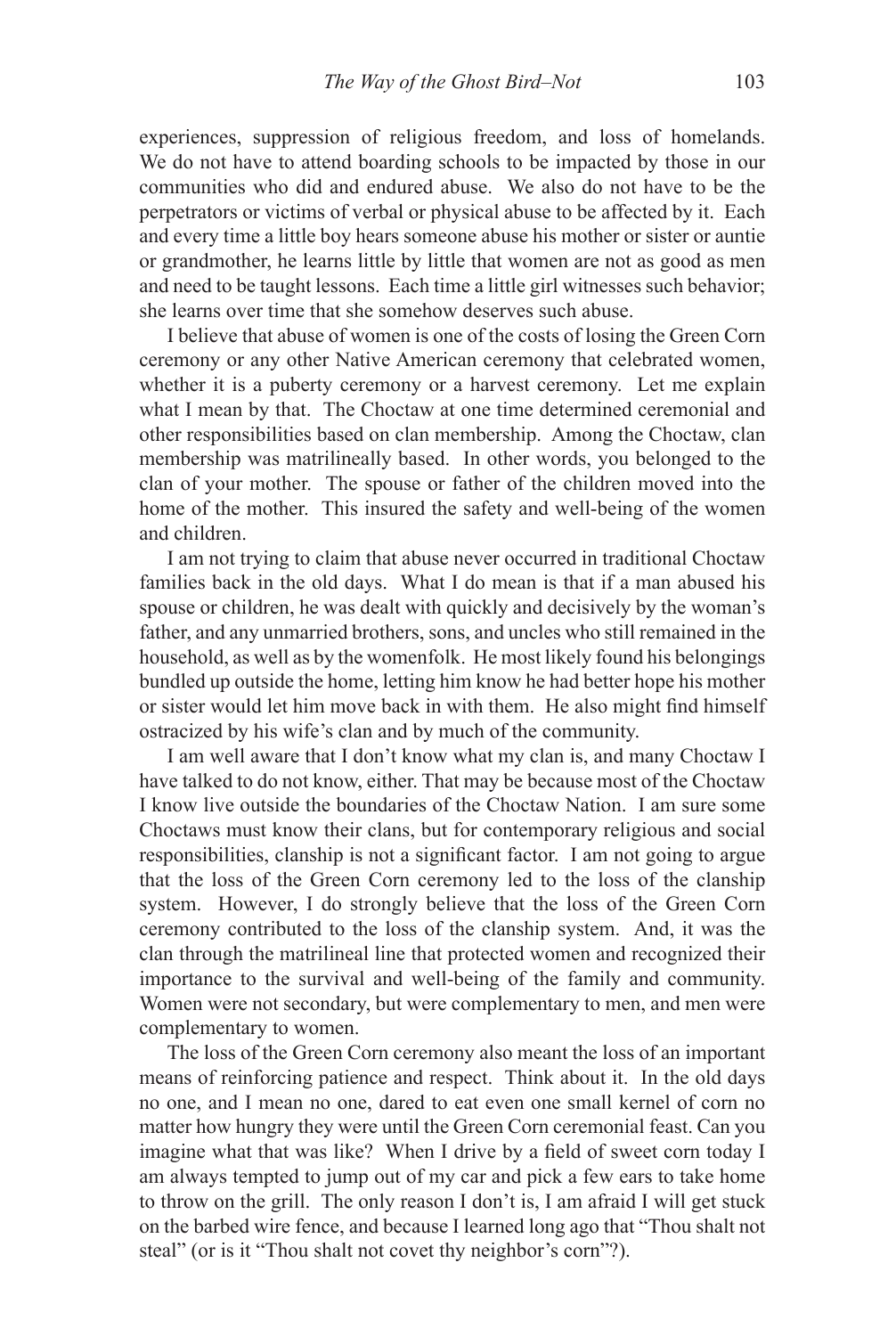experiences, suppression of religious freedom, and loss of homelands. We do not have to attend boarding schools to be impacted by those in our communities who did and endured abuse. We also do not have to be the perpetrators or victims of verbal or physical abuse to be affected by it. Each and every time a little boy hears someone abuse his mother or sister or auntie or grandmother, he learns little by little that women are not as good as men and need to be taught lessons. Each time a little girl witnesses such behavior; she learns over time that she somehow deserves such abuse.

I believe that abuse of women is one of the costs of losing the Green Corn ceremony or any other Native American ceremony that celebrated women, whether it is a puberty ceremony or a harvest ceremony. Let me explain what I mean by that. The Choctaw at one time determined ceremonial and other responsibilities based on clan membership. Among the Choctaw, clan membership was matrilineally based. In other words, you belonged to the clan of your mother. The spouse or father of the children moved into the home of the mother. This insured the safety and well-being of the women and children.

I am not trying to claim that abuse never occurred in traditional Choctaw families back in the old days. What I do mean is that if a man abused his spouse or children, he was dealt with quickly and decisively by the woman's father, and any unmarried brothers, sons, and uncles who still remained in the household, as well as by the womenfolk. He most likely found his belongings bundled up outside the home, letting him know he had better hope his mother or sister would let him move back in with them. He also might find himself ostracized by his wife's clan and by much of the community.

I am well aware that I don't know what my clan is, and many Choctaw I have talked to do not know, either. That may be because most of the Choctaw I know live outside the boundaries of the Choctaw Nation. I am sure some Choctaws must know their clans, but for contemporary religious and social responsibilities, clanship is not a significant factor. I am not going to argue that the loss of the Green Corn ceremony led to the loss of the clanship system. However, I do strongly believe that the loss of the Green Corn ceremony contributed to the loss of the clanship system. And, it was the clan through the matrilineal line that protected women and recognized their importance to the survival and well-being of the family and community. Women were not secondary, but were complementary to men, and men were complementary to women.

The loss of the Green Corn ceremony also meant the loss of an important means of reinforcing patience and respect. Think about it. In the old days no one, and I mean no one, dared to eat even one small kernel of corn no matter how hungry they were until the Green Corn ceremonial feast. Can you imagine what that was like? When I drive by a field of sweet corn today I am always tempted to jump out of my car and pick a few ears to take home to throw on the grill. The only reason I don't is, I am afraid I will get stuck on the barbed wire fence, and because I learned long ago that "Thou shalt not steal" (or is it "Thou shalt not covet thy neighbor's corn"?).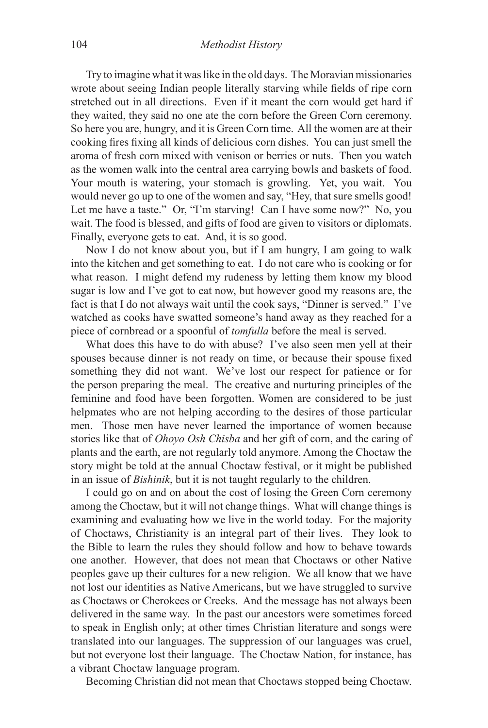Try to imagine what it was like in the old days. The Moravian missionaries wrote about seeing Indian people literally starving while fields of ripe corn stretched out in all directions. Even if it meant the corn would get hard if they waited, they said no one ate the corn before the Green Corn ceremony. So here you are, hungry, and it is Green Corn time. All the women are at their cooking fires fixing all kinds of delicious corn dishes. You can just smell the aroma of fresh corn mixed with venison or berries or nuts. Then you watch as the women walk into the central area carrying bowls and baskets of food. Your mouth is watering, your stomach is growling. Yet, you wait. You would never go up to one of the women and say, "Hey, that sure smells good! Let me have a taste." Or, "I'm starving! Can I have some now?" No, you wait. The food is blessed, and gifts of food are given to visitors or diplomats. Finally, everyone gets to eat. And, it is so good.

Now I do not know about you, but if I am hungry, I am going to walk into the kitchen and get something to eat. I do not care who is cooking or for what reason. I might defend my rudeness by letting them know my blood sugar is low and I've got to eat now, but however good my reasons are, the fact is that I do not always wait until the cook says, "Dinner is served." I've watched as cooks have swatted someone's hand away as they reached for a piece of cornbread or a spoonful of *tomfulla* before the meal is served.

What does this have to do with abuse? I've also seen men yell at their spouses because dinner is not ready on time, or because their spouse fixed something they did not want. We've lost our respect for patience or for the person preparing the meal. The creative and nurturing principles of the feminine and food have been forgotten. Women are considered to be just helpmates who are not helping according to the desires of those particular men. Those men have never learned the importance of women because stories like that of *Ohoyo Osh Chisba* and her gift of corn, and the caring of plants and the earth, are not regularly told anymore. Among the Choctaw the story might be told at the annual Choctaw festival, or it might be published in an issue of *Bishinik*, but it is not taught regularly to the children.

I could go on and on about the cost of losing the Green Corn ceremony among the Choctaw, but it will not change things. What will change things is examining and evaluating how we live in the world today. For the majority of Choctaws, Christianity is an integral part of their lives. They look to the Bible to learn the rules they should follow and how to behave towards one another. However, that does not mean that Choctaws or other Native peoples gave up their cultures for a new religion. We all know that we have not lost our identities as Native Americans, but we have struggled to survive as Choctaws or Cherokees or Creeks. And the message has not always been delivered in the same way. In the past our ancestors were sometimes forced to speak in English only; at other times Christian literature and songs were translated into our languages. The suppression of our languages was cruel, but not everyone lost their language. The Choctaw Nation, for instance, has a vibrant Choctaw language program.

Becoming Christian did not mean that Choctaws stopped being Choctaw.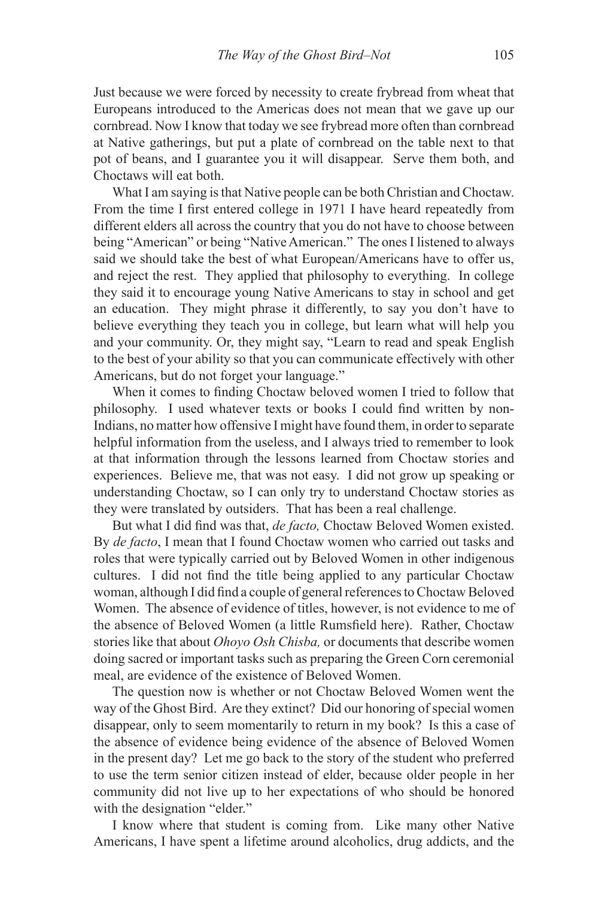Just because we were forced by necessity to create frybread from wheat that Europeans introduced to the Americas does not mean that we gave up our cornbread. Now I know that today we see frybread more often than cornbread at Native gatherings, but put a plate of cornbread on the table next to that pot of beans, and I guarantee you it will disappear. Serve them both, and Choctaws will eat both.

What I am saying is that Native people can be both Christian and Choctaw. From the time I first entered college in 1971 I have heard repeatedly from different elders all across the country that you do not have to choose between being "American" or being "Native American." The ones I listened to always said we should take the best of what European/Americans have to offer us, and reject the rest. They applied that philosophy to everything. In college they said it to encourage young Native Americans to stay in school and get an education. They might phrase it differently, to say you don't have to believe everything they teach you in college, but learn what will help you and your community. Or, they might say, "Learn to read and speak English to the best of your ability so that you can communicate effectively with other Americans, but do not forget your language."

When it comes to finding Choctaw beloved women I tried to follow that philosophy. I used whatever texts or books I could find written by non-Indians, no matter how offensive I might have found them, in order to separate helpful information from the useless, and I always tried to remember to look at that information through the lessons learned from Choctaw stories and experiences. Believe me, that was not easy. I did not grow up speaking or understanding Choctaw, so I can only try to understand Choctaw stories as they were translated by outsiders. That has been a real challenge.

But what I did find was that, *de facto,* Choctaw Beloved Women existed. By *de facto*, I mean that I found Choctaw women who carried out tasks and roles that were typically carried out by Beloved Women in other indigenous cultures. I did not find the title being applied to any particular Choctaw woman, although I did find a couple of general references to Choctaw Beloved Women. The absence of evidence of titles, however, is not evidence to me of the absence of Beloved Women (a little Rumsfeld here). Rather, Choctaw stories like that about *Ohoyo Osh Chisba,* or documents that describe women doing sacred or important tasks such as preparing the Green Corn ceremonial meal, are evidence of the existence of Beloved Women.

The question now is whether or not Choctaw Beloved Women went the way of the Ghost Bird. Are they extinct? Did our honoring of special women disappear, only to seem momentarily to return in my book? Is this a case of the absence of evidence being evidence of the absence of Beloved Women in the present day? Let me go back to the story of the student who preferred to use the term senior citizen instead of elder, because older people in her community did not live up to her expectations of who should be honored with the designation "elder."

I know where that student is coming from. Like many other Native Americans, I have spent a lifetime around alcoholics, drug addicts, and the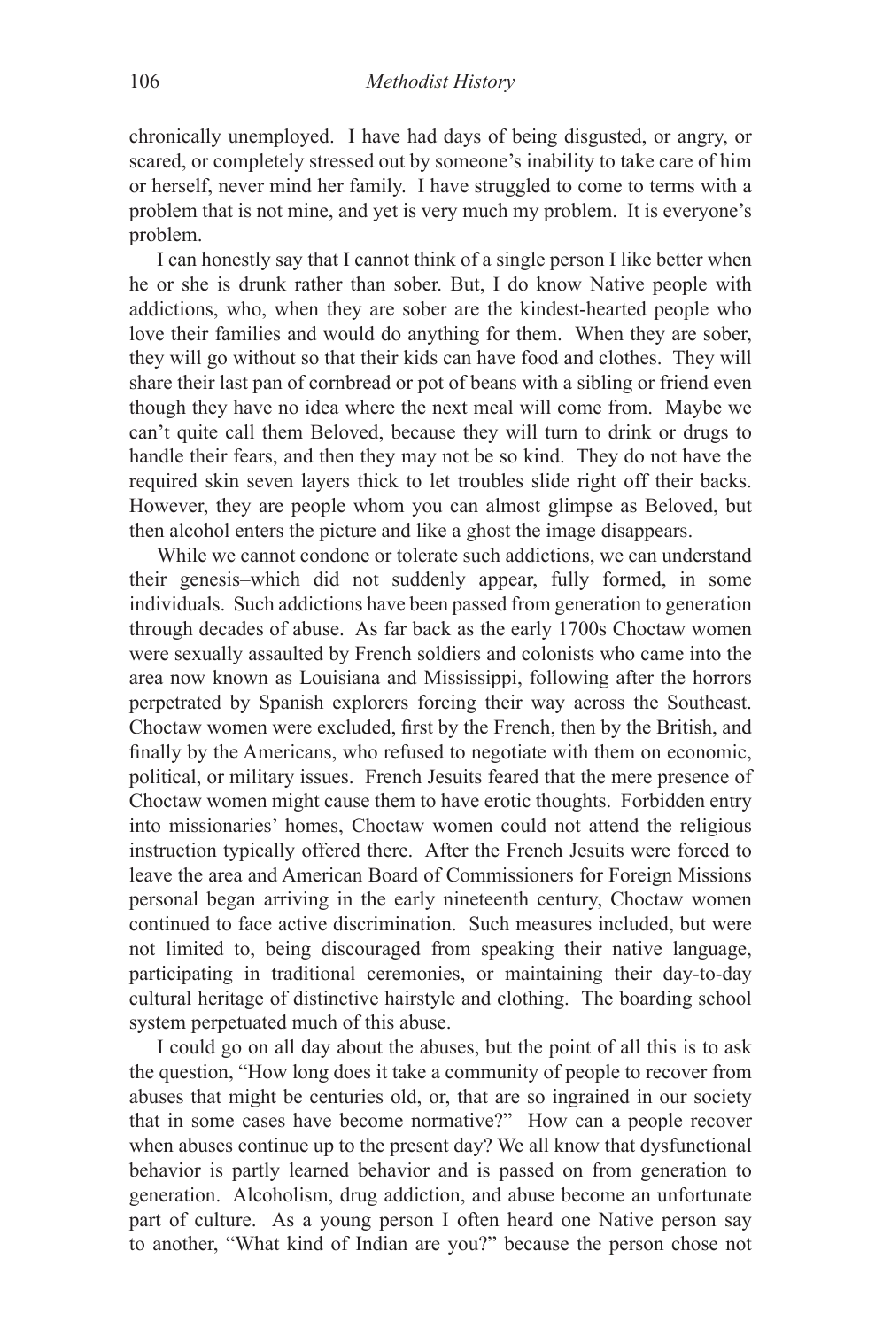chronically unemployed. I have had days of being disgusted, or angry, or scared, or completely stressed out by someone's inability to take care of him or herself, never mind her family. I have struggled to come to terms with a problem that is not mine, and yet is very much my problem. It is everyone's problem.

I can honestly say that I cannot think of a single person I like better when he or she is drunk rather than sober. But, I do know Native people with addictions, who, when they are sober are the kindest-hearted people who love their families and would do anything for them. When they are sober, they will go without so that their kids can have food and clothes. They will share their last pan of cornbread or pot of beans with a sibling or friend even though they have no idea where the next meal will come from. Maybe we can't quite call them Beloved, because they will turn to drink or drugs to handle their fears, and then they may not be so kind. They do not have the required skin seven layers thick to let troubles slide right off their backs. However, they are people whom you can almost glimpse as Beloved, but then alcohol enters the picture and like a ghost the image disappears.

While we cannot condone or tolerate such addictions, we can understand their genesis–which did not suddenly appear, fully formed, in some individuals. Such addictions have been passed from generation to generation through decades of abuse. As far back as the early 1700s Choctaw women were sexually assaulted by French soldiers and colonists who came into the area now known as Louisiana and Mississippi, following after the horrors perpetrated by Spanish explorers forcing their way across the Southeast. Choctaw women were excluded, first by the French, then by the British, and finally by the Americans, who refused to negotiate with them on economic, political, or military issues. French Jesuits feared that the mere presence of Choctaw women might cause them to have erotic thoughts. Forbidden entry into missionaries' homes, Choctaw women could not attend the religious instruction typically offered there. After the French Jesuits were forced to leave the area and American Board of Commissioners for Foreign Missions personal began arriving in the early nineteenth century, Choctaw women continued to face active discrimination. Such measures included, but were not limited to, being discouraged from speaking their native language, participating in traditional ceremonies, or maintaining their day-to-day cultural heritage of distinctive hairstyle and clothing. The boarding school system perpetuated much of this abuse.

I could go on all day about the abuses, but the point of all this is to ask the question, "How long does it take a community of people to recover from abuses that might be centuries old, or, that are so ingrained in our society that in some cases have become normative?" How can a people recover when abuses continue up to the present day? We all know that dysfunctional behavior is partly learned behavior and is passed on from generation to generation. Alcoholism, drug addiction, and abuse become an unfortunate part of culture. As a young person I often heard one Native person say to another, "What kind of Indian are you?" because the person chose not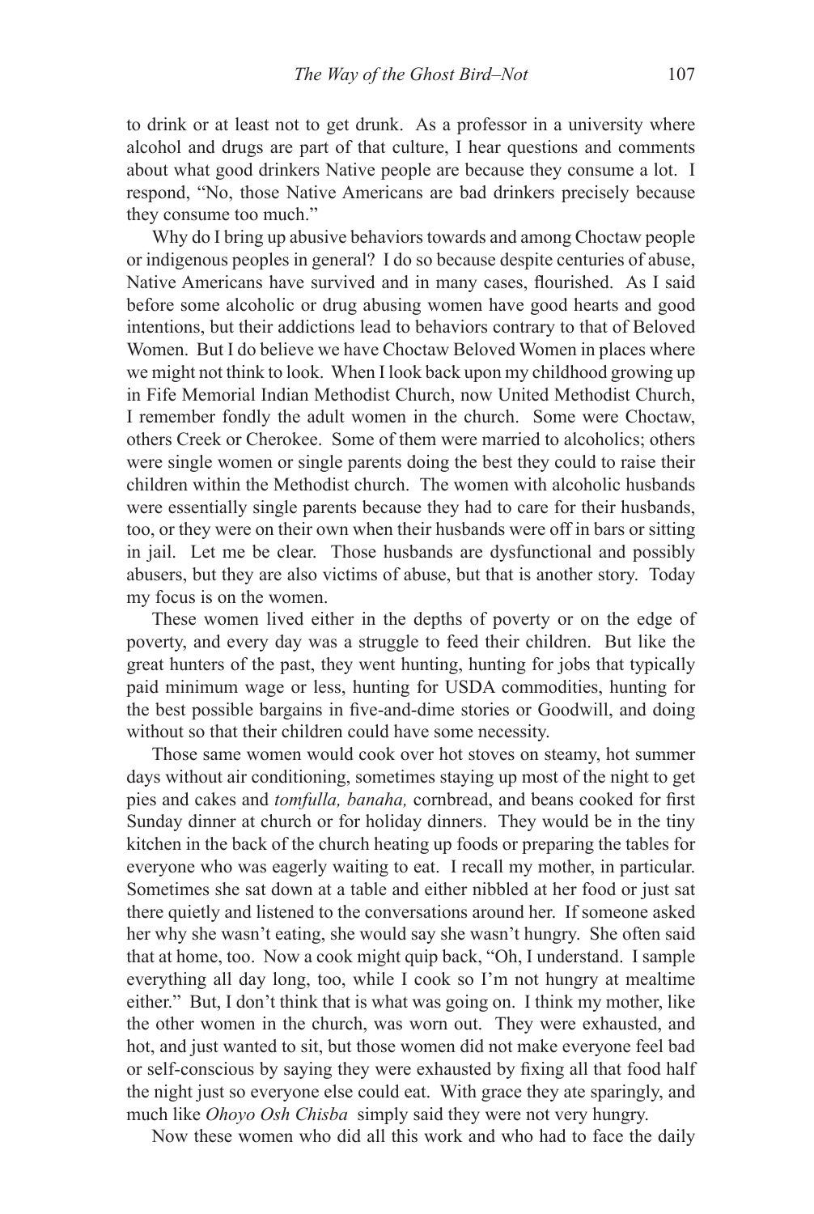to drink or at least not to get drunk. As a professor in a university where alcohol and drugs are part of that culture, I hear questions and comments about what good drinkers Native people are because they consume a lot. I respond, "No, those Native Americans are bad drinkers precisely because they consume too much."

Why do I bring up abusive behaviors towards and among Choctaw people or indigenous peoples in general? I do so because despite centuries of abuse, Native Americans have survived and in many cases, flourished. As I said before some alcoholic or drug abusing women have good hearts and good intentions, but their addictions lead to behaviors contrary to that of Beloved Women. But I do believe we have Choctaw Beloved Women in places where we might not think to look. When I look back upon my childhood growing up in Fife Memorial Indian Methodist Church, now United Methodist Church, I remember fondly the adult women in the church. Some were Choctaw, others Creek or Cherokee. Some of them were married to alcoholics; others were single women or single parents doing the best they could to raise their children within the Methodist church. The women with alcoholic husbands were essentially single parents because they had to care for their husbands, too, or they were on their own when their husbands were off in bars or sitting in jail. Let me be clear. Those husbands are dysfunctional and possibly abusers, but they are also victims of abuse, but that is another story. Today my focus is on the women.

These women lived either in the depths of poverty or on the edge of poverty, and every day was a struggle to feed their children. But like the great hunters of the past, they went hunting, hunting for jobs that typically paid minimum wage or less, hunting for USDA commodities, hunting for the best possible bargains in five-and-dime stories or Goodwill, and doing without so that their children could have some necessity.

Those same women would cook over hot stoves on steamy, hot summer days without air conditioning, sometimes staying up most of the night to get pies and cakes and *tomfulla, banaha,* cornbread, and beans cooked for first Sunday dinner at church or for holiday dinners. They would be in the tiny kitchen in the back of the church heating up foods or preparing the tables for everyone who was eagerly waiting to eat. I recall my mother, in particular. Sometimes she sat down at a table and either nibbled at her food or just sat there quietly and listened to the conversations around her. If someone asked her why she wasn't eating, she would say she wasn't hungry. She often said that at home, too. Now a cook might quip back, "Oh, I understand. I sample everything all day long, too, while I cook so I'm not hungry at mealtime either." But, I don't think that is what was going on. I think my mother, like the other women in the church, was worn out. They were exhausted, and hot, and just wanted to sit, but those women did not make everyone feel bad or self-conscious by saying they were exhausted by fixing all that food half the night just so everyone else could eat. With grace they ate sparingly, and much like *Ohoyo Osh Chisba* simply said they were not very hungry.

Now these women who did all this work and who had to face the daily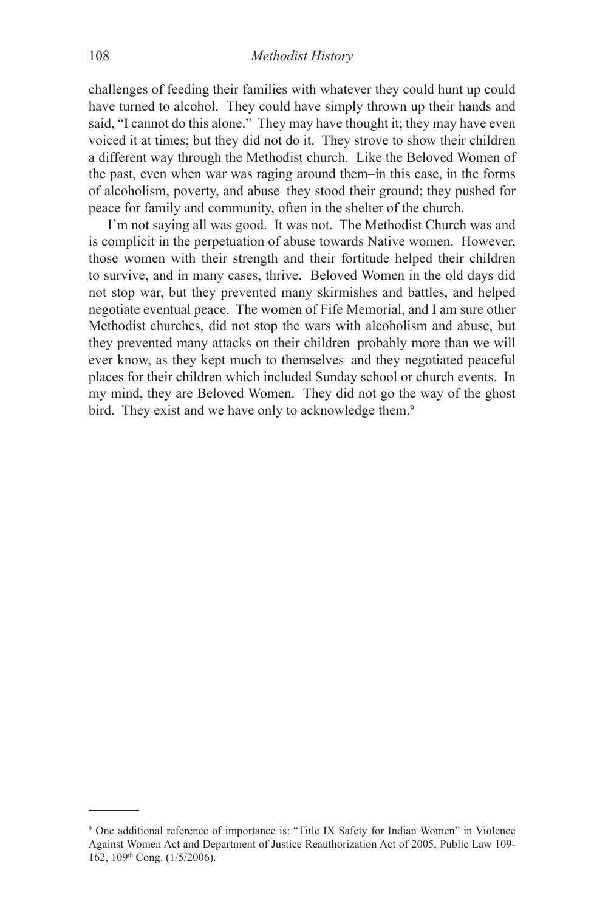challenges of feeding their families with whatever they could hunt up could have turned to alcohol. They could have simply thrown up their hands and said, "I cannot do this alone." They may have thought it; they may have even voiced it at times; but they did not do it. They strove to show their children a different way through the Methodist church. Like the Beloved Women of the past, even when war was raging around them–in this case, in the forms of alcoholism, poverty, and abuse–they stood their ground; they pushed for peace for family and community, often in the shelter of the church.

I'm not saying all was good. It was not. The Methodist Church was and is complicit in the perpetuation of abuse towards Native women. However, those women with their strength and their fortitude helped their children to survive, and in many cases, thrive. Beloved Women in the old days did not stop war, but they prevented many skirmishes and battles, and helped negotiate eventual peace. The women of Fife Memorial, and I am sure other Methodist churches, did not stop the wars with alcoholism and abuse, but they prevented many attacks on their children–probably more than we will ever know, as they kept much to themselves–and they negotiated peaceful places for their children which included Sunday school or church events. In my mind, they are Beloved Women. They did not go the way of the ghost bird. They exist and we have only to acknowledge them.[9]

---

[9] One additional reference of importance is: "Title IX Safety for Indian Women" in Violence Against Women Act and Department of Justice Reauthorization Act of 2005, Public Law 109-162, 109th Cong. (1/5/2006).